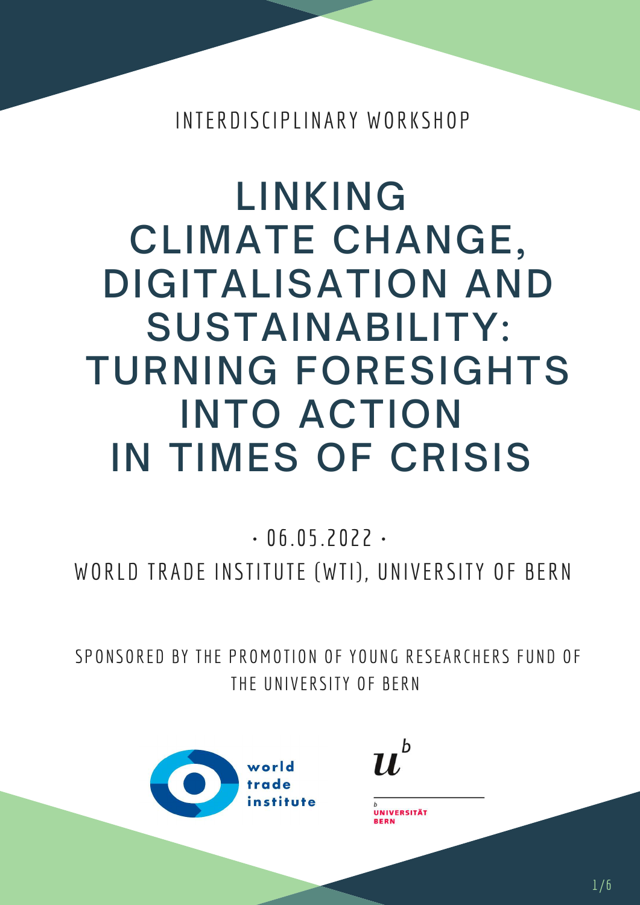INTERDISCIPLINARY WORKSHOP

# LINKING CLIMATE CHANGE, DIGITALISATION AND SUSTAINABILITY: TURNING FORESIGHTS INTO ACTION IN TIMES OF CRISIS

· 06.05.2022 ·

WORLD TRADE INSTITUTE (WTI), UNIVERSITY OF BERN

SPONSORED BY THE PROMOTION OF YOUNG RESEARCHERS FUND OF THE UNIVERSITY OF BERN

world trade institute

UNIVERSITÄT BERN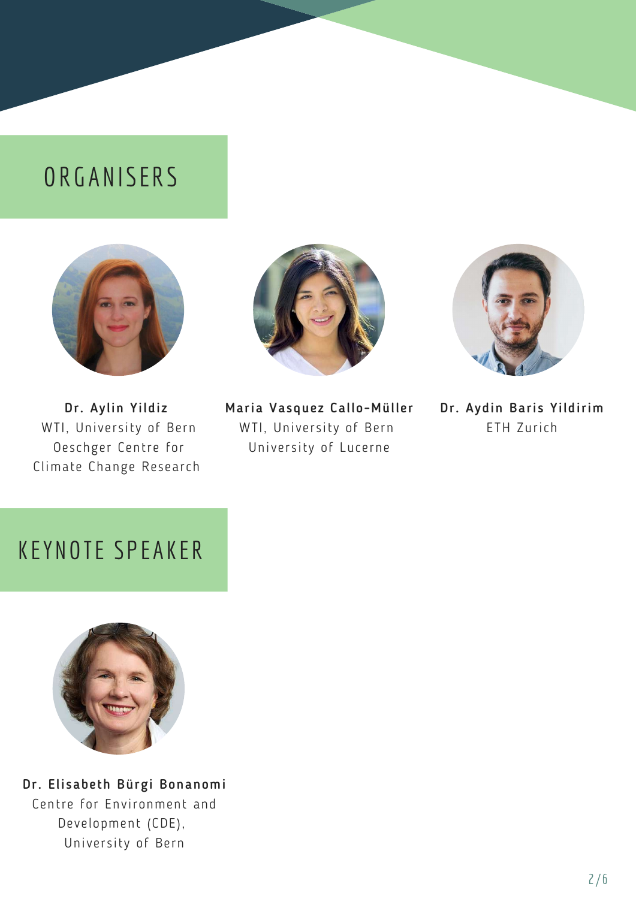## ORGANISERS

**Dr. Aylin Yildiz**
WTI, University of Bern
Oeschger Centre for Climate Change Research

**Maria Vasquez Callo-Müller**
WTI, University of Bern
University of Lucerne

**Dr. Aydin Baris Yildirim**
ETH Zurich

## KEYNOTE SPEAKER

**Dr. Elisabeth Bürgi Bonanomi**
Centre for Environment and Development (CDE),
University of Bern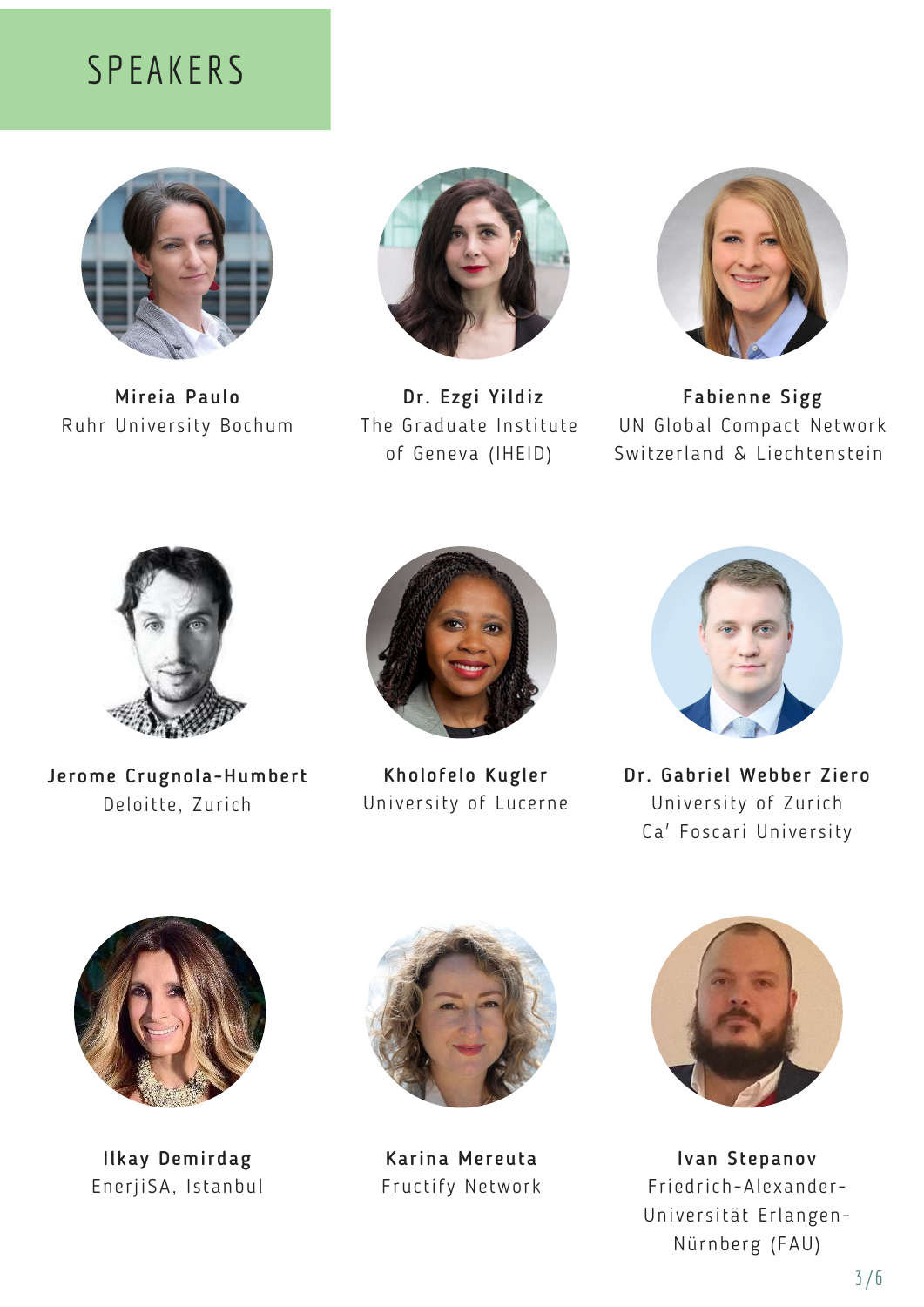# SPEAKERS

**Mireia Paulo**
Ruhr University Bochum

**Dr. Ezgi Yildiz**
The Graduate Institute of Geneva (IHEID)

**Fabienne Sigg**
UN Global Compact Network Switzerland & Liechtenstein

**Jerome Crugnola-Humbert**
Deloitte, Zurich

**Kholofelo Kugler**
University of Lucerne

**Dr. Gabriel Webber Ziero**
University of Zurich
Ca' Foscari University

**Ilkay Demirdag**
EnerjiSA, Istanbul

**Karina Mereuta**
Fructify Network

**Ivan Stepanov**
Friedrich-Alexander-Universität Erlangen-Nürnberg (FAU)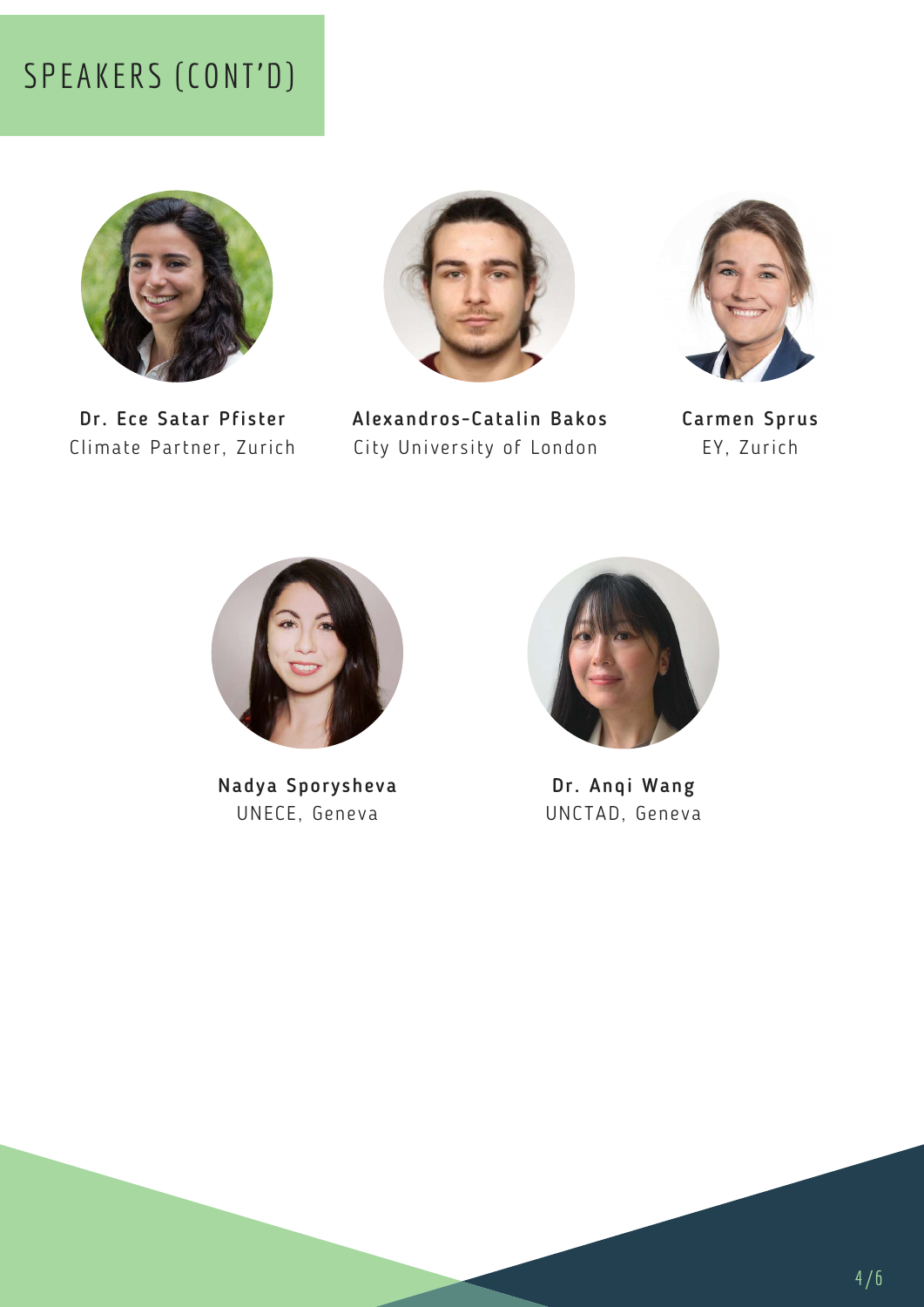# SPEAKERS (CONT'D)

**Dr. Ece Satar Pfister**
Climate Partner, Zurich

**Alexandros-Catalin Bakos**
City University of London

**Carmen Sprus**
EY, Zurich

**Nadya Sporysheva**
UNECE, Geneva

**Dr. Anqi Wang**
UNCTAD, Geneva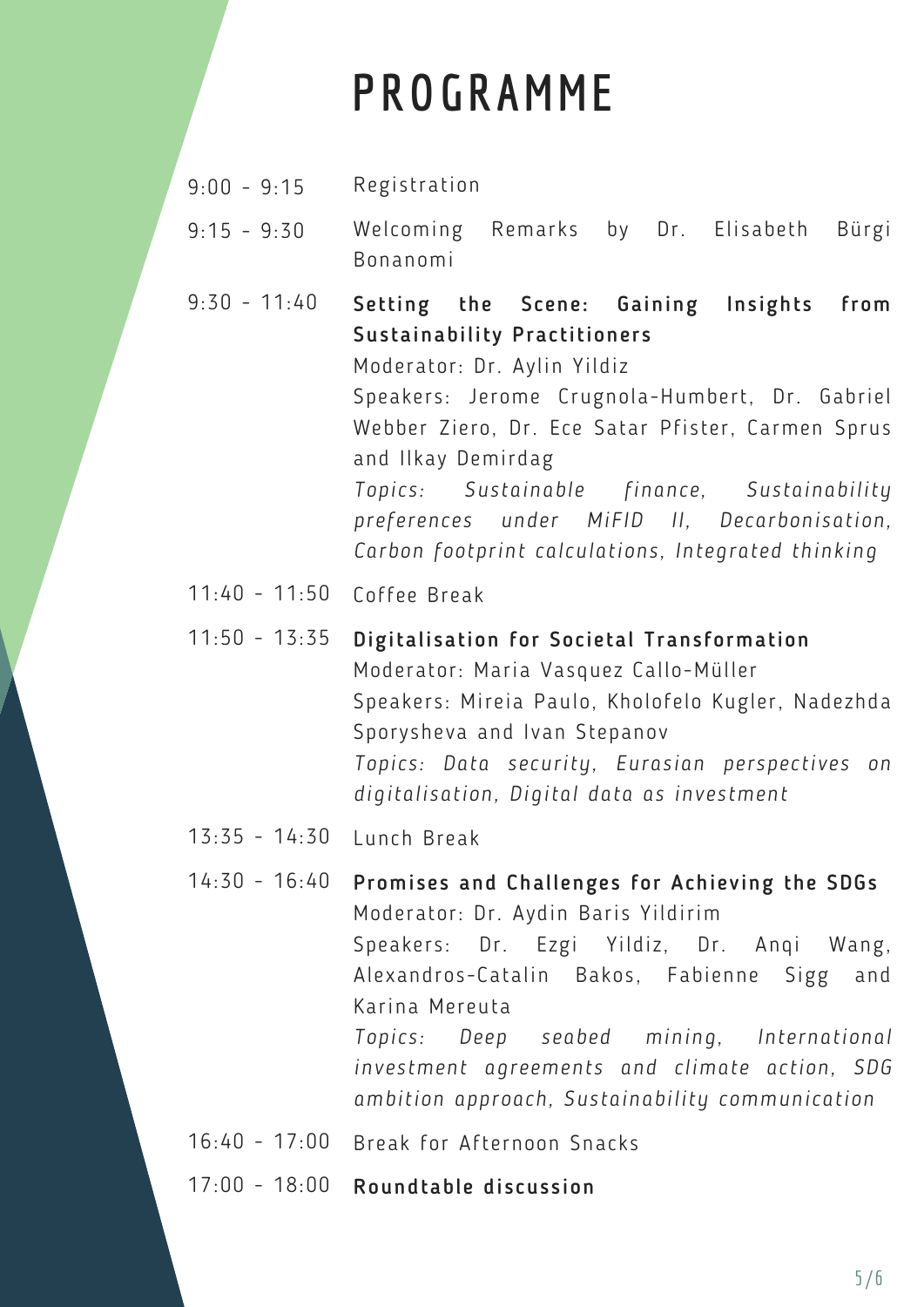# PROGRAMME

| | |
|---|---|
| 9:00 - 9:15 | Registration |
| 9:15 - 9:30 | Welcoming Remarks by Dr. Elisabeth Bürgi Bonanomi |
| 9:30 - 11:40 | **Setting the Scene: Gaining Insights from Sustainability Practitioners**<br>Moderator: Dr. Aylin Yildiz<br>Speakers: Jerome Crugnola-Humbert, Dr. Gabriel Webber Ziero, Dr. Ece Satar Pfister, Carmen Sprus and Ilkay Demirdag<br>*Topics: Sustainable finance, Sustainability preferences under MiFID II, Decarbonisation, Carbon footprint calculations, Integrated thinking* |
| 11:40 - 11:50 | Coffee Break |
| 11:50 - 13:35 | **Digitalisation for Societal Transformation**<br>Moderator: Maria Vasquez Callo-Müller<br>Speakers: Mireia Paulo, Kholofelo Kugler, Nadezhda Sporysheva and Ivan Stepanov<br>*Topics: Data security, Eurasian perspectives on digitalisation, Digital data as investment* |
| 13:35 - 14:30 | Lunch Break |
| 14:30 - 16:40 | **Promises and Challenges for Achieving the SDGs**<br>Moderator: Dr. Aydin Baris Yildirim<br>Speakers: Dr. Ezgi Yildiz, Dr. Anqi Wang, Alexandros-Catalin Bakos, Fabienne Sigg and Karina Mereuta<br>*Topics: Deep seabed mining, International investment agreements and climate action, SDG ambition approach, Sustainability communication* |
| 16:40 - 17:00 | Break for Afternoon Snacks |
| 17:00 - 18:00 | **Roundtable discussion** |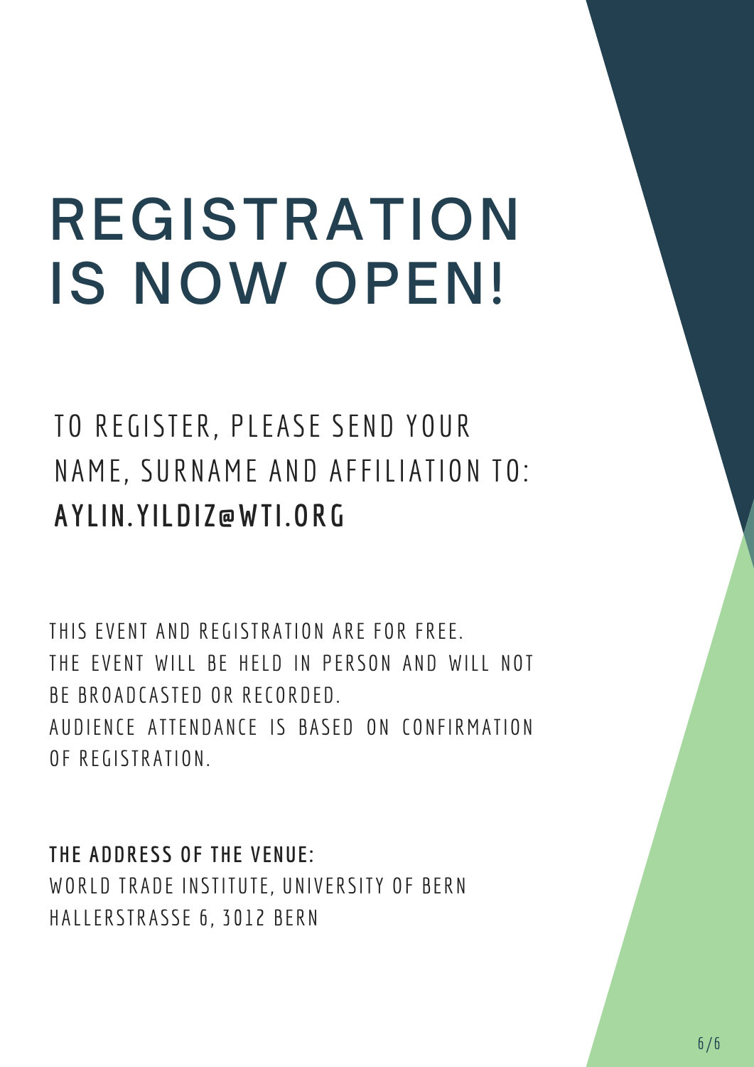# REGISTRATION IS NOW OPEN!

TO REGISTER, PLEASE SEND YOUR NAME, SURNAME AND AFFILIATION TO:
**AYLIN.YILDIZ@WTI.ORG**

THIS EVENT AND REGISTRATION ARE FOR FREE.
THE EVENT WILL BE HELD IN PERSON AND WILL NOT BE BROADCASTED OR RECORDED.
AUDIENCE ATTENDANCE IS BASED ON CONFIRMATION OF REGISTRATION.

**THE ADDRESS OF THE VENUE:**
WORLD TRADE INSTITUTE, UNIVERSITY OF BERN
HALLERSTRASSE 6, 3012 BERN